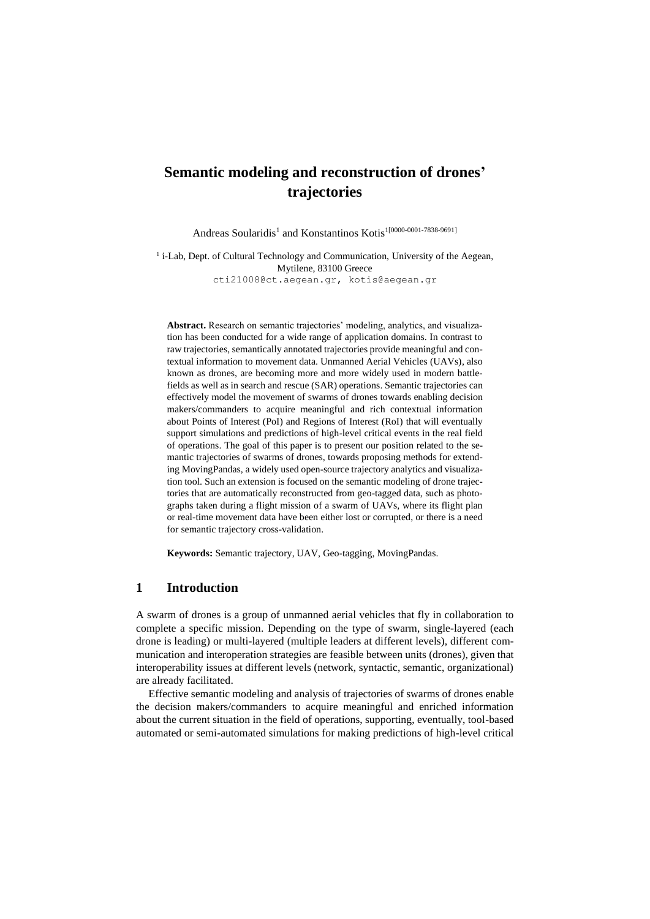# Semantic modeling and reconstruction of drones' trajectories

Andreas Soularidis[1] and Konstantinos Kotis[1[0000-0001-7838-9691]]

[1] i-Lab, Dept. of Cultural Technology and Communication, University of the Aegean, Mytilene, 83100 Greece
cti21008@ct.aegean.gr, kotis@aegean.gr

**Abstract.** Research on semantic trajectories' modeling, analytics, and visualization has been conducted for a wide range of application domains. In contrast to raw trajectories, semantically annotated trajectories provide meaningful and contextual information to movement data. Unmanned Aerial Vehicles (UAVs), also known as drones, are becoming more and more widely used in modern battlefields as well as in search and rescue (SAR) operations. Semantic trajectories can effectively model the movement of swarms of drones towards enabling decision makers/commanders to acquire meaningful and rich contextual information about Points of Interest (PoI) and Regions of Interest (RoI) that will eventually support simulations and predictions of high-level critical events in the real field of operations. The goal of this paper is to present our position related to the semantic trajectories of swarms of drones, towards proposing methods for extending MovingPandas, a widely used open-source trajectory analytics and visualization tool. Such an extension is focused on the semantic modeling of drone trajectories that are automatically reconstructed from geo-tagged data, such as photographs taken during a flight mission of a swarm of UAVs, where its flight plan or real-time movement data have been either lost or corrupted, or there is a need for semantic trajectory cross-validation.

**Keywords:** Semantic trajectory, UAV, Geo-tagging, MovingPandas.

## 1 Introduction

A swarm of drones is a group of unmanned aerial vehicles that fly in collaboration to complete a specific mission. Depending on the type of swarm, single-layered (each drone is leading) or multi-layered (multiple leaders at different levels), different communication and interoperation strategies are feasible between units (drones), given that interoperability issues at different levels (network, syntactic, semantic, organizational) are already facilitated.

Effective semantic modeling and analysis of trajectories of swarms of drones enable the decision makers/commanders to acquire meaningful and enriched information about the current situation in the field of operations, supporting, eventually, tool-based automated or semi-automated simulations for making predictions of high-level critical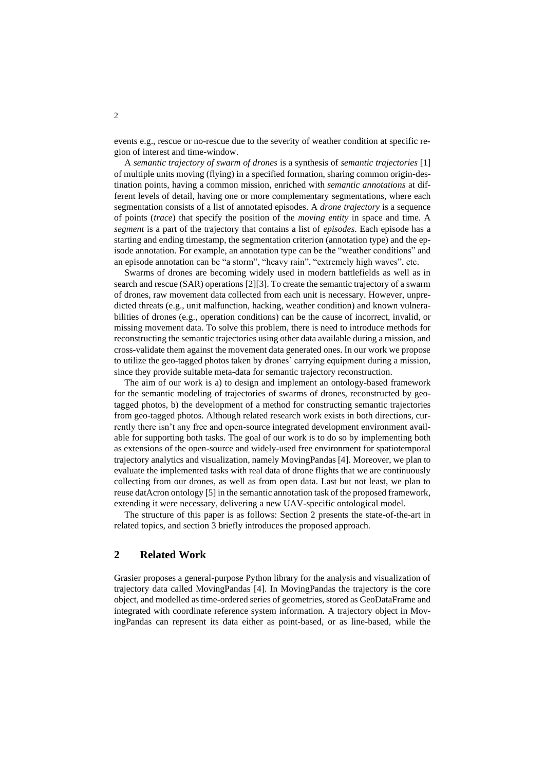events e.g., rescue or no-rescue due to the severity of weather condition at specific region of interest and time-window.

A *semantic trajectory of swarm of drones* is a synthesis of *semantic trajectories* [1] of multiple units moving (flying) in a specified formation, sharing common origin-destination points, having a common mission, enriched with *semantic annotations* at different levels of detail, having one or more complementary segmentations, where each segmentation consists of a list of annotated episodes. A *drone trajectory* is a sequence of points (*trace*) that specify the position of the *moving entity* in space and time. A *segment* is a part of the trajectory that contains a list of *episodes*. Each episode has a starting and ending timestamp, the segmentation criterion (annotation type) and the episode annotation. For example, an annotation type can be the "weather conditions" and an episode annotation can be "a storm", "heavy rain", "extremely high waves", etc.

Swarms of drones are becoming widely used in modern battlefields as well as in search and rescue (SAR) operations [2][3]. To create the semantic trajectory of a swarm of drones, raw movement data collected from each unit is necessary. However, unpredicted threats (e.g., unit malfunction, hacking, weather condition) and known vulnerabilities of drones (e.g., operation conditions) can be the cause of incorrect, invalid, or missing movement data. To solve this problem, there is need to introduce methods for reconstructing the semantic trajectories using other data available during a mission, and cross-validate them against the movement data generated ones. In our work we propose to utilize the geo-tagged photos taken by drones' carrying equipment during a mission, since they provide suitable meta-data for semantic trajectory reconstruction.

The aim of our work is a) to design and implement an ontology-based framework for the semantic modeling of trajectories of swarms of drones, reconstructed by geo-tagged photos, b) the development of a method for constructing semantic trajectories from geo-tagged photos. Although related research work exists in both directions, currently there isn't any free and open-source integrated development environment available for supporting both tasks. The goal of our work is to do so by implementing both as extensions of the open-source and widely-used free environment for spatiotemporal trajectory analytics and visualization, namely MovingPandas [4]. Moreover, we plan to evaluate the implemented tasks with real data of drone flights that we are continuously collecting from our drones, as well as from open data. Last but not least, we plan to reuse datAcron ontology [5] in the semantic annotation task of the proposed framework, extending it were necessary, delivering a new UAV-specific ontological model.

The structure of this paper is as follows: Section 2 presents the state-of-the-art in related topics, and section 3 briefly introduces the proposed approach.

## 2 Related Work

Grasier proposes a general-purpose Python library for the analysis and visualization of trajectory data called MovingPandas [4]. In MovingPandas the trajectory is the core object, and modelled as time-ordered series of geometries, stored as GeoDataFrame and integrated with coordinate reference system information. A trajectory object in MovingPandas can represent its data either as point-based, or as line-based, while the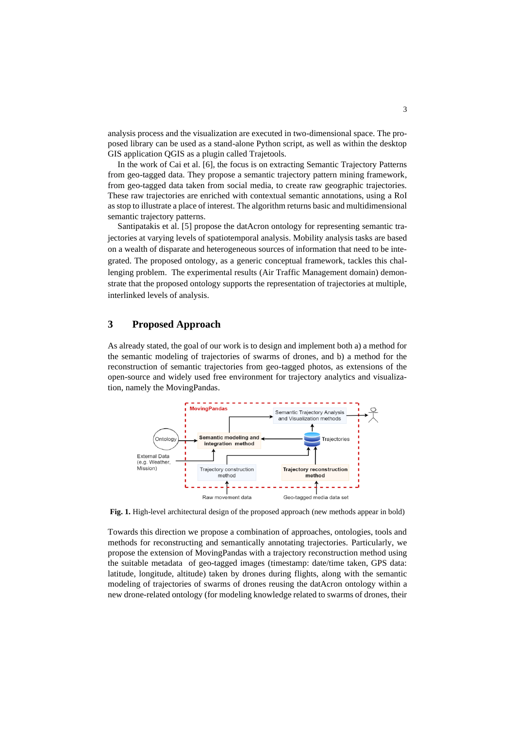analysis process and the visualization are executed in two-dimensional space. The proposed library can be used as a stand-alone Python script, as well as within the desktop GIS application QGIS as a plugin called Trajetools.

In the work of Cai et al. [6], the focus is on extracting Semantic Trajectory Patterns from geo-tagged data. They propose a semantic trajectory pattern mining framework, from geo-tagged data taken from social media, to create raw geographic trajectories. These raw trajectories are enriched with contextual semantic annotations, using a RoI as stop to illustrate a place of interest. The algorithm returns basic and multidimensional semantic trajectory patterns.

Santipatakis et al. [5] propose the datAcron ontology for representing semantic trajectories at varying levels of spatiotemporal analysis. Mobility analysis tasks are based on a wealth of disparate and heterogeneous sources of information that need to be integrated. The proposed ontology, as a generic conceptual framework, tackles this challenging problem. The experimental results (Air Traffic Management domain) demonstrate that the proposed ontology supports the representation of trajectories at multiple, interlinked levels of analysis.

## 3 Proposed Approach

As already stated, the goal of our work is to design and implement both a) a method for the semantic modeling of trajectories of swarms of drones, and b) a method for the reconstruction of semantic trajectories from geo-tagged photos, as extensions of the open-source and widely used free environment for trajectory analytics and visualization, namely the MovingPandas.

**Fig. 1.** High-level architectural design of the proposed approach (new methods appear in bold)

Towards this direction we propose a combination of approaches, ontologies, tools and methods for reconstructing and semantically annotating trajectories. Particularly, we propose the extension of MovingPandas with a trajectory reconstruction method using the suitable metadata of geo-tagged images (timestamp: date/time taken, GPS data: latitude, longitude, altitude) taken by drones during flights, along with the semantic modeling of trajectories of swarms of drones reusing the datAcron ontology within a new drone-related ontology (for modeling knowledge related to swarms of drones, their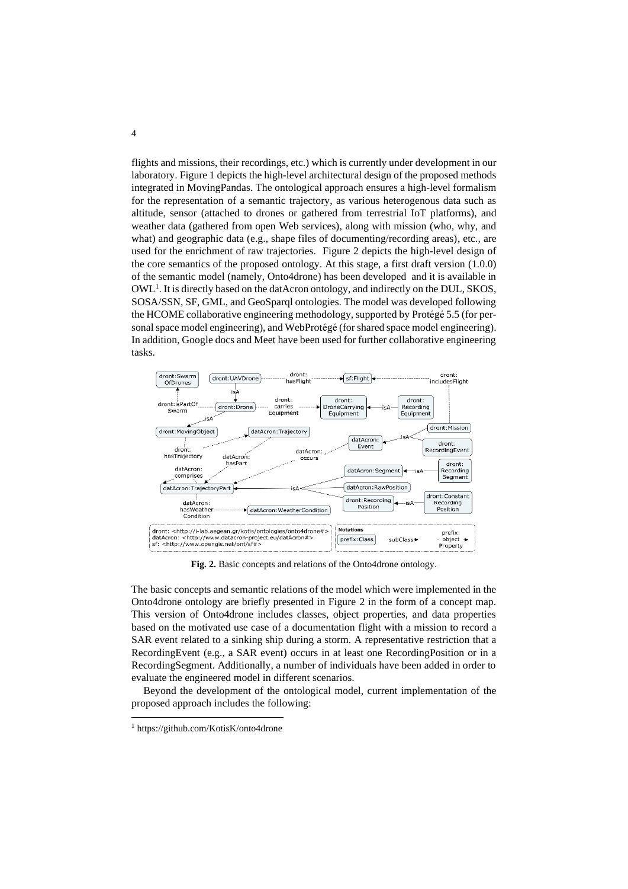flights and missions, their recordings, etc.) which is currently under development in our laboratory. Figure 1 depicts the high-level architectural design of the proposed methods integrated in MovingPandas. The ontological approach ensures a high-level formalism for the representation of a semantic trajectory, as various heterogenous data such as altitude, sensor (attached to drones or gathered from terrestrial IoT platforms), and weather data (gathered from open Web services), along with mission (who, why, and what) and geographic data (e.g., shape files of documenting/recording areas), etc., are used for the enrichment of raw trajectories. Figure 2 depicts the high-level design of the core semantics of the proposed ontology. At this stage, a first draft version (1.0.0) of the semantic model (namely, Onto4drone) has been developed and it is available in OWL[1]. It is directly based on the datAcron ontology, and indirectly on the DUL, SKOS, SOSA/SSN, SF, GML, and GeoSparql ontologies. The model was developed following the HCOME collaborative engineering methodology, supported by Protégé 5.5 (for personal space model engineering), and WebProtégé (for shared space model engineering). In addition, Google docs and Meet have been used for further collaborative engineering tasks.

**Fig. 2.** Basic concepts and relations of the Onto4drone ontology.

The basic concepts and semantic relations of the model which were implemented in the Onto4drone ontology are briefly presented in Figure 2 in the form of a concept map. This version of Onto4drone includes classes, object properties, and data properties based on the motivated use case of a documentation flight with a mission to record a SAR event related to a sinking ship during a storm. A representative restriction that a RecordingEvent (e.g., a SAR event) occurs in at least one RecordingPosition or in a RecordingSegment. Additionally, a number of individuals have been added in order to evaluate the engineered model in different scenarios.

Beyond the development of the ontological model, current implementation of the proposed approach includes the following:

[1] https://github.com/KotisK/onto4drone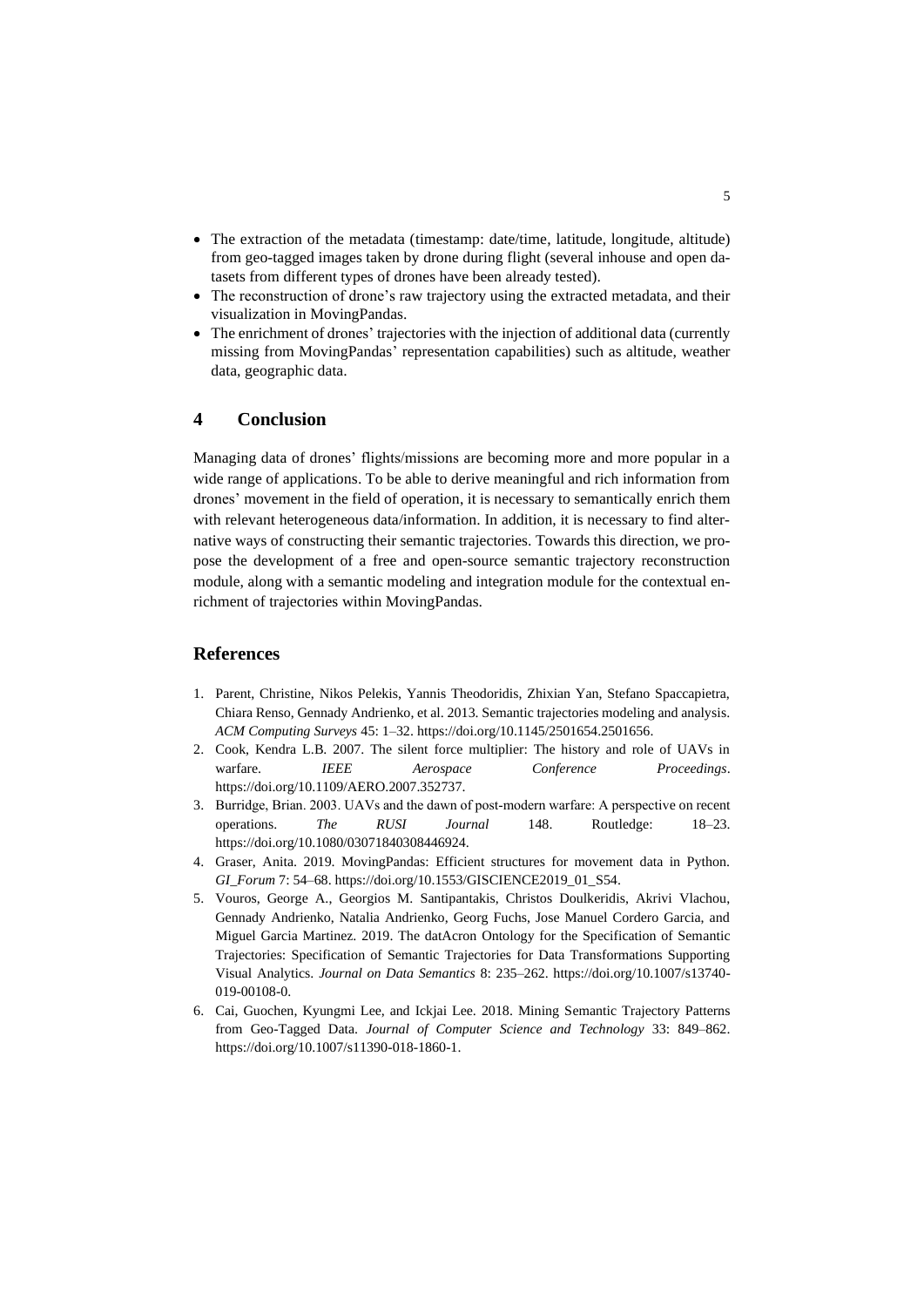- The extraction of the metadata (timestamp: date/time, latitude, longitude, altitude) from geo-tagged images taken by drone during flight (several inhouse and open datasets from different types of drones have been already tested).
- The reconstruction of drone's raw trajectory using the extracted metadata, and their visualization in MovingPandas.
- The enrichment of drones' trajectories with the injection of additional data (currently missing from MovingPandas' representation capabilities) such as altitude, weather data, geographic data.

## 4 Conclusion

Managing data of drones' flights/missions are becoming more and more popular in a wide range of applications. To be able to derive meaningful and rich information from drones' movement in the field of operation, it is necessary to semantically enrich them with relevant heterogeneous data/information. In addition, it is necessary to find alternative ways of constructing their semantic trajectories. Towards this direction, we propose the development of a free and open-source semantic trajectory reconstruction module, along with a semantic modeling and integration module for the contextual enrichment of trajectories within MovingPandas.

## References

1. Parent, Christine, Nikos Pelekis, Yannis Theodoridis, Zhixian Yan, Stefano Spaccapietra, Chiara Renso, Gennady Andrienko, et al. 2013. Semantic trajectories modeling and analysis. *ACM Computing Surveys* 45: 1–32. https://doi.org/10.1145/2501654.2501656.
2. Cook, Kendra L.B. 2007. The silent force multiplier: The history and role of UAVs in warfare. *IEEE Aerospace Conference Proceedings*. https://doi.org/10.1109/AERO.2007.352737.
3. Burridge, Brian. 2003. UAVs and the dawn of post-modern warfare: A perspective on recent operations. *The RUSI Journal* 148. Routledge: 18–23. https://doi.org/10.1080/03071840308446924.
4. Graser, Anita. 2019. MovingPandas: Efficient structures for movement data in Python. *GI_Forum* 7: 54–68. https://doi.org/10.1553/GISCIENCE2019_01_S54.
5. Vouros, George A., Georgios M. Santipantakis, Christos Doulkeridis, Akrivi Vlachou, Gennady Andrienko, Natalia Andrienko, Georg Fuchs, Jose Manuel Cordero Garcia, and Miguel Garcia Martinez. 2019. The datAcron Ontology for the Specification of Semantic Trajectories: Specification of Semantic Trajectories for Data Transformations Supporting Visual Analytics. *Journal on Data Semantics* 8: 235–262. https://doi.org/10.1007/s13740-019-00108-0.
6. Cai, Guochen, Kyungmi Lee, and Ickjai Lee. 2018. Mining Semantic Trajectory Patterns from Geo-Tagged Data. *Journal of Computer Science and Technology* 33: 849–862. https://doi.org/10.1007/s11390-018-1860-1.